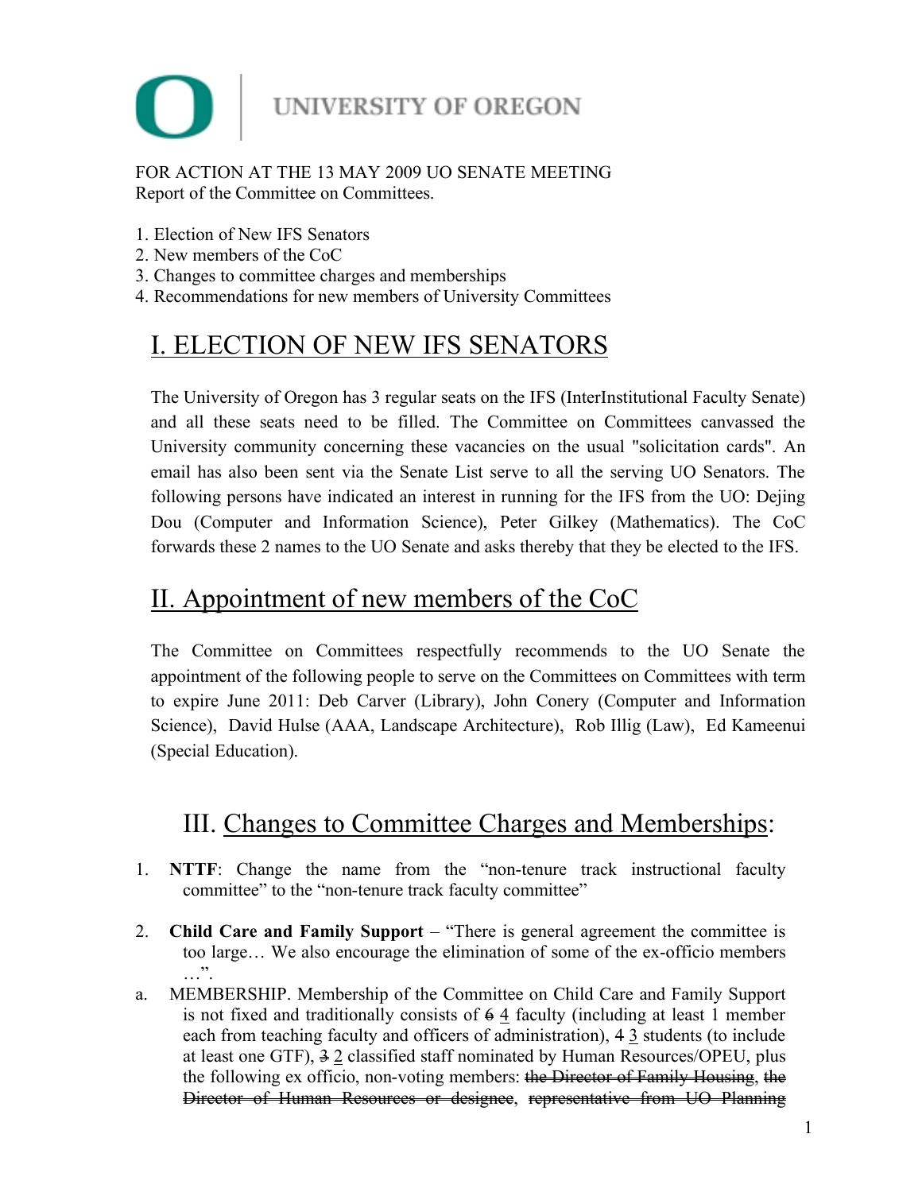UNIVERSITY OF OREGON

FOR ACTION AT THE 13 MAY 2009 UO SENATE MEETING
Report of the Committee on Committees.

1. Election of New IFS Senators
2. New members of the CoC
3. Changes to committee charges and memberships
4. Recommendations for new members of University Committees

# I. ELECTION OF NEW IFS SENATORS

The University of Oregon has 3 regular seats on the IFS (InterInstitutional Faculty Senate) and all these seats need to be filled. The Committee on Committees canvassed the University community concerning these vacancies on the usual "solicitation cards". An email has also been sent via the Senate List serve to all the serving UO Senators. The following persons have indicated an interest in running for the IFS from the UO: Dejing Dou (Computer and Information Science), Peter Gilkey (Mathematics). The CoC forwards these 2 names to the UO Senate and asks thereby that they be elected to the IFS.

# II. Appointment of new members of the CoC

The Committee on Committees respectfully recommends to the UO Senate the appointment of the following people to serve on the Committees on Committees with term to expire June 2011: Deb Carver (Library), John Conery (Computer and Information Science), David Hulse (AAA, Landscape Architecture), Rob Illig (Law), Ed Kameenui (Special Education).

# III. Changes to Committee Charges and Memberships:

1. **NTTF**: Change the name from the "non-tenure track instructional faculty committee" to the "non-tenure track faculty committee"

2. **Child Care and Family Support** – "There is general agreement the committee is too large… We also encourage the elimination of some of the ex-officio members …".

a. MEMBERSHIP. Membership of the Committee on Child Care and Family Support is not fixed and traditionally consists of ~~6~~ <u>4</u> faculty (including at least 1 member each from teaching faculty and officers of administration), ~~4~~ <u>3</u> students (to include at least one GTF), ~~3~~ <u>2</u> classified staff nominated by Human Resources/OPEU, plus the following ex officio, non-voting members: ~~the Director of Family Housing~~, ~~the Director of Human Resources or designee~~, ~~representative from UO Planning~~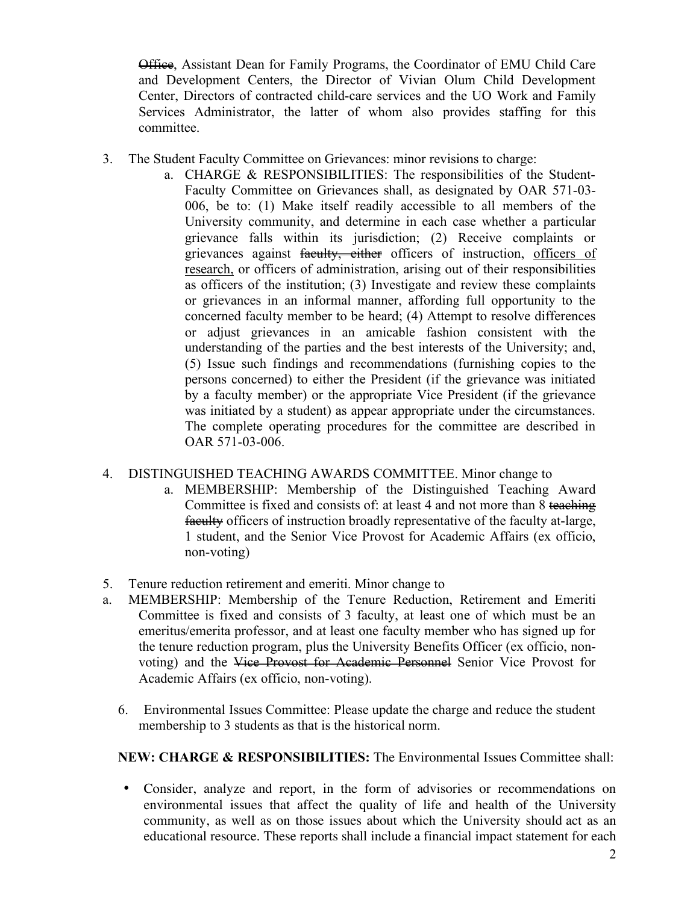~~Office~~, Assistant Dean for Family Programs, the Coordinator of EMU Child Care and Development Centers, the Director of Vivian Olum Child Development Center, Directors of contracted child-care services and the UO Work and Family Services Administrator, the latter of whom also provides staffing for this committee.

3. The Student Faculty Committee on Grievances: minor revisions to charge:
   a. CHARGE & RESPONSIBILITIES: The responsibilities of the Student-Faculty Committee on Grievances shall, as designated by OAR 571-03-006, be to: (1) Make itself readily accessible to all members of the University community, and determine in each case whether a particular grievance falls within its jurisdiction; (2) Receive complaints or grievances against ~~faculty, either~~ officers of instruction, <u>officers of research,</u> or officers of administration, arising out of their responsibilities as officers of the institution; (3) Investigate and review these complaints or grievances in an informal manner, affording full opportunity to the concerned faculty member to be heard; (4) Attempt to resolve differences or adjust grievances in an amicable fashion consistent with the understanding of the parties and the best interests of the University; and, (5) Issue such findings and recommendations (furnishing copies to the persons concerned) to either the President (if the grievance was initiated by a faculty member) or the appropriate Vice President (if the grievance was initiated by a student) as appear appropriate under the circumstances. The complete operating procedures for the committee are described in OAR 571-03-006.

4. DISTINGUISHED TEACHING AWARDS COMMITTEE. Minor change to
   a. MEMBERSHIP: Membership of the Distinguished Teaching Award Committee is fixed and consists of: at least 4 and not more than 8 ~~teaching faculty~~ officers of instruction broadly representative of the faculty at-large, 1 student, and the Senior Vice Provost for Academic Affairs (ex officio, non-voting)

5. Tenure reduction retirement and emeriti. Minor change to

a. MEMBERSHIP: Membership of the Tenure Reduction, Retirement and Emeriti Committee is fixed and consists of 3 faculty, at least one of which must be an emeritus/emerita professor, and at least one faculty member who has signed up for the tenure reduction program, plus the University Benefits Officer (ex officio, non-voting) and the ~~Vice Provost for Academic Personnel~~ Senior Vice Provost for Academic Affairs (ex officio, non-voting).

6. Environmental Issues Committee: Please update the charge and reduce the student membership to 3 students as that is the historical norm.

**NEW: CHARGE & RESPONSIBILITIES:** The Environmental Issues Committee shall:

- Consider, analyze and report, in the form of advisories or recommendations on environmental issues that affect the quality of life and health of the University community, as well as on those issues about which the University should act as an educational resource. These reports shall include a financial impact statement for each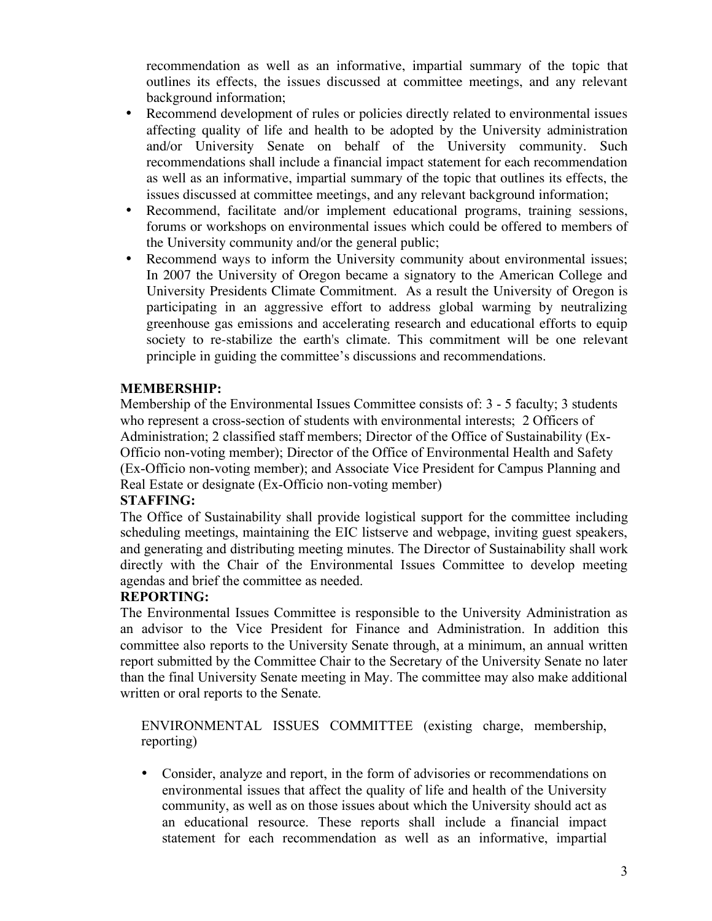recommendation as well as an informative, impartial summary of the topic that outlines its effects, the issues discussed at committee meetings, and any relevant background information;

- Recommend development of rules or policies directly related to environmental issues affecting quality of life and health to be adopted by the University administration and/or University Senate on behalf of the University community. Such recommendations shall include a financial impact statement for each recommendation as well as an informative, impartial summary of the topic that outlines its effects, the issues discussed at committee meetings, and any relevant background information;
- Recommend, facilitate and/or implement educational programs, training sessions, forums or workshops on environmental issues which could be offered to members of the University community and/or the general public;
- Recommend ways to inform the University community about environmental issues; In 2007 the University of Oregon became a signatory to the American College and University Presidents Climate Commitment. As a result the University of Oregon is participating in an aggressive effort to address global warming by neutralizing greenhouse gas emissions and accelerating research and educational efforts to equip society to re-stabilize the earth's climate. This commitment will be one relevant principle in guiding the committee's discussions and recommendations.

**MEMBERSHIP:**

Membership of the Environmental Issues Committee consists of: 3 - 5 faculty; 3 students who represent a cross-section of students with environmental interests; 2 Officers of Administration; 2 classified staff members; Director of the Office of Sustainability (Ex-Officio non-voting member); Director of the Office of Environmental Health and Safety (Ex-Officio non-voting member); and Associate Vice President for Campus Planning and Real Estate or designate (Ex-Officio non-voting member)

**STAFFING:**

The Office of Sustainability shall provide logistical support for the committee including scheduling meetings, maintaining the EIC listserve and webpage, inviting guest speakers, and generating and distributing meeting minutes. The Director of Sustainability shall work directly with the Chair of the Environmental Issues Committee to develop meeting agendas and brief the committee as needed.

**REPORTING:**

The Environmental Issues Committee is responsible to the University Administration as an advisor to the Vice President for Finance and Administration. In addition this committee also reports to the University Senate through, at a minimum, an annual written report submitted by the Committee Chair to the Secretary of the University Senate no later than the final University Senate meeting in May. The committee may also make additional written or oral reports to the Senate.

ENVIRONMENTAL ISSUES COMMITTEE (existing charge, membership, reporting)

- Consider, analyze and report, in the form of advisories or recommendations on environmental issues that affect the quality of life and health of the University community, as well as on those issues about which the University should act as an educational resource. These reports shall include a financial impact statement for each recommendation as well as an informative, impartial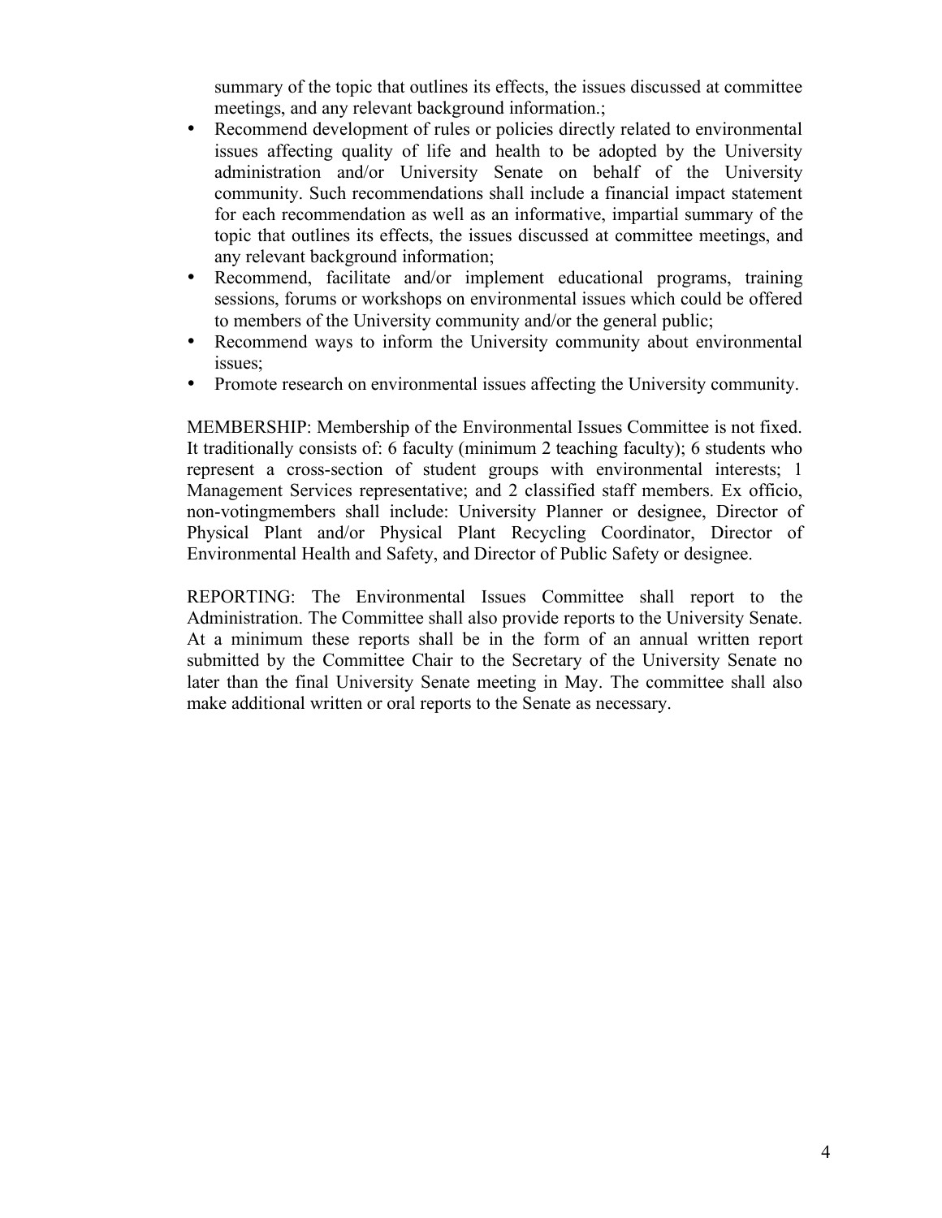summary of the topic that outlines its effects, the issues discussed at committee meetings, and any relevant background information.;

- Recommend development of rules or policies directly related to environmental issues affecting quality of life and health to be adopted by the University administration and/or University Senate on behalf of the University community. Such recommendations shall include a financial impact statement for each recommendation as well as an informative, impartial summary of the topic that outlines its effects, the issues discussed at committee meetings, and any relevant background information;
- Recommend, facilitate and/or implement educational programs, training sessions, forums or workshops on environmental issues which could be offered to members of the University community and/or the general public;
- Recommend ways to inform the University community about environmental issues;
- Promote research on environmental issues affecting the University community.

MEMBERSHIP: Membership of the Environmental Issues Committee is not fixed. It traditionally consists of: 6 faculty (minimum 2 teaching faculty); 6 students who represent a cross-section of student groups with environmental interests; 1 Management Services representative; and 2 classified staff members. Ex officio, non-votingmembers shall include: University Planner or designee, Director of Physical Plant and/or Physical Plant Recycling Coordinator, Director of Environmental Health and Safety, and Director of Public Safety or designee.

REPORTING: The Environmental Issues Committee shall report to the Administration. The Committee shall also provide reports to the University Senate. At a minimum these reports shall be in the form of an annual written report submitted by the Committee Chair to the Secretary of the University Senate no later than the final University Senate meeting in May. The committee shall also make additional written or oral reports to the Senate as necessary.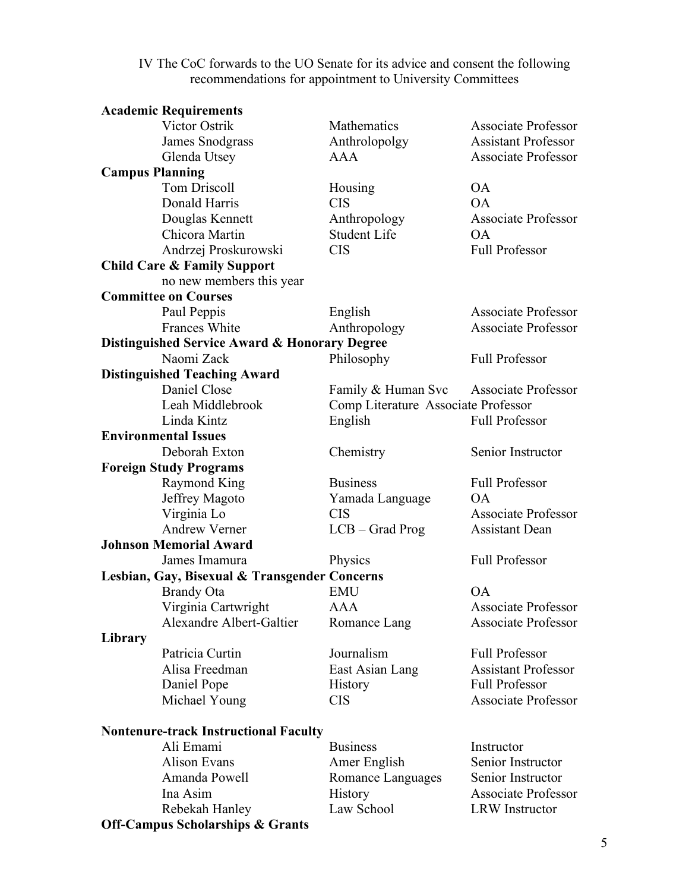IV The CoC forwards to the UO Senate for its advice and consent the following recommendations for appointment to University Committees

| | | |
|---|---|---|
| **Academic Requirements** | | |
| Victor Ostrik | Mathematics | Associate Professor |
| James Snodgrass | Anthrolopolgy | Assistant Professor |
| Glenda Utsey | AAA | Associate Professor |
| **Campus Planning** | | |
| Tom Driscoll | Housing | OA |
| Donald Harris | CIS | OA |
| Douglas Kennett | Anthropology | Associate Professor |
| Chicora Martin | Student Life | OA |
| Andrzej Proskurowski | CIS | Full Professor |
| **Child Care & Family Support** | | |
| no new members this year | | |
| **Committee on Courses** | | |
| Paul Peppis | English | Associate Professor |
| Frances White | Anthropology | Associate Professor |
| **Distinguished Service Award & Honorary Degree** | | |
| Naomi Zack | Philosophy | Full Professor |
| **Distinguished Teaching Award** | | |
| Daniel Close | Family & Human Svc | Associate Professor |
| Leah Middlebrook | Comp Literature | Associate Professor |
| Linda Kintz | English | Full Professor |
| **Environmental Issues** | | |
| Deborah Exton | Chemistry | Senior Instructor |
| **Foreign Study Programs** | | |
| Raymond King | Business | Full Professor |
| Jeffrey Magoto | Yamada Language | OA |
| Virginia Lo | CIS | Associate Professor |
| Andrew Verner | LCB – Grad Prog | Assistant Dean |
| **Johnson Memorial Award** | | |
| James Imamura | Physics | Full Professor |
| **Lesbian, Gay, Bisexual & Transgender Concerns** | | |
| Brandy Ota | EMU | OA |
| Virginia Cartwright | AAA | Associate Professor |
| Alexandre Albert-Galtier | Romance Lang | Associate Professor |
| **Library** | | |
| Patricia Curtin | Journalism | Full Professor |
| Alisa Freedman | East Asian Lang | Assistant Professor |
| Daniel Pope | History | Full Professor |
| Michael Young | CIS | Associate Professor |
| **Nontenure-track Instructional Faculty** | | |
| Ali Emami | Business | Instructor |
| Alison Evans | Amer English | Senior Instructor |
| Amanda Powell | Romance Languages | Senior Instructor |
| Ina Asim | History | Associate Professor |
| Rebekah Hanley | Law School | LRW Instructor |
| **Off-Campus Scholarships & Grants** | | |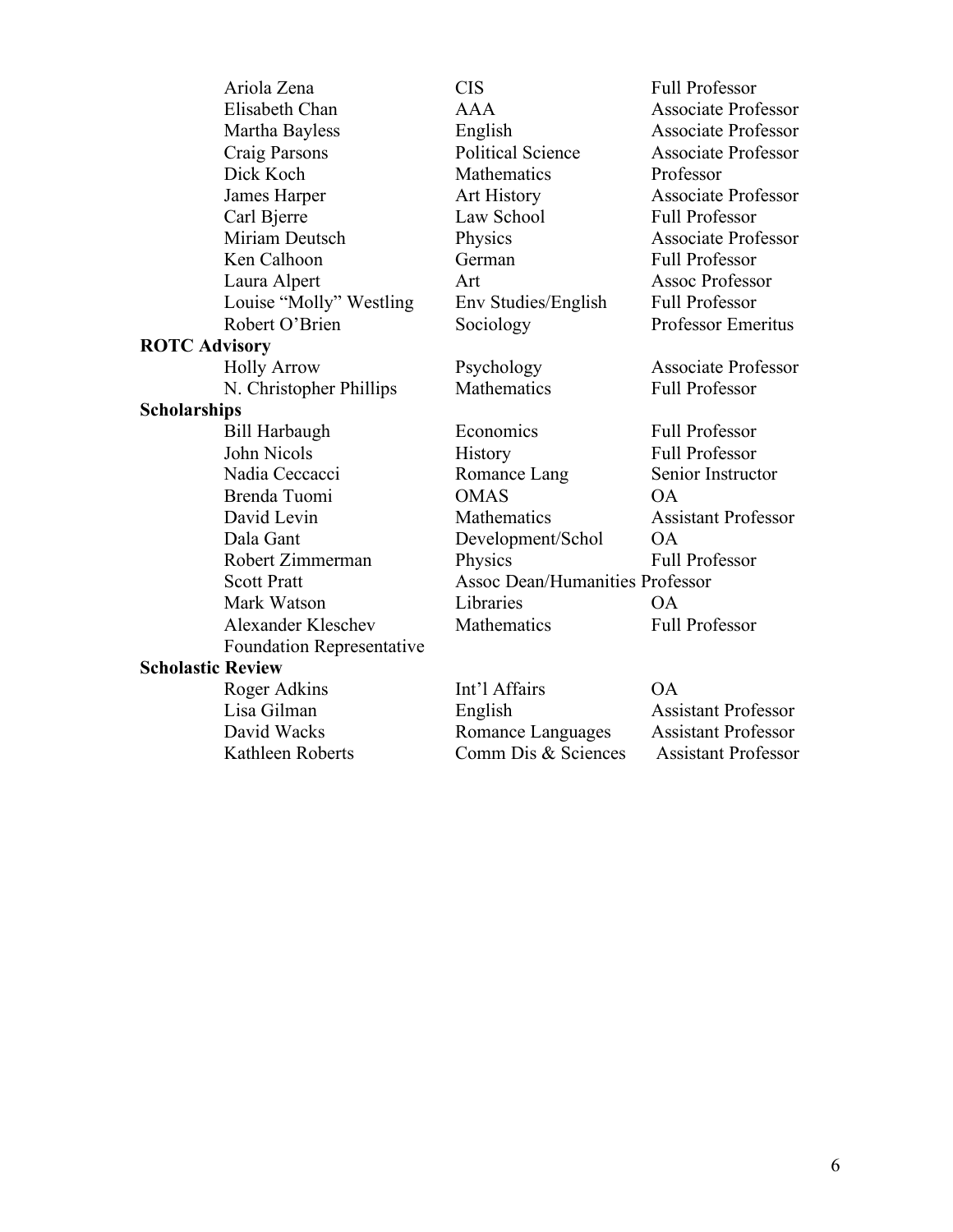| Name | Department | Rank |
| --- | --- | --- |
| Ariola Zena | CIS | Full Professor |
| Elisabeth Chan | AAA | Associate Professor |
| Martha Bayless | English | Associate Professor |
| Craig Parsons | Political Science | Associate Professor |
| Dick Koch | Mathematics | Professor |
| James Harper | Art History | Associate Professor |
| Carl Bjerre | Law School | Full Professor |
| Miriam Deutsch | Physics | Associate Professor |
| Ken Calhoon | German | Full Professor |
| Laura Alpert | Art | Assoc Professor |
| Louise "Molly" Westling | Env Studies/English | Full Professor |
| Robert O'Brien | Sociology | Professor Emeritus |

**ROTC Advisory**

| Name | Department | Rank |
| --- | --- | --- |
| Holly Arrow | Psychology | Associate Professor |
| N. Christopher Phillips | Mathematics | Full Professor |

**Scholarships**

| Name | Department | Rank |
| --- | --- | --- |
| Bill Harbaugh | Economics | Full Professor |
| John Nicols | History | Full Professor |
| Nadia Ceccacci | Romance Lang | Senior Instructor |
| Brenda Tuomi | OMAS | OA |
| David Levin | Mathematics | Assistant Professor |
| Dala Gant | Development/Schol | OA |
| Robert Zimmerman | Physics | Full Professor |
| Scott Pratt | Assoc Dean/Humanities Professor | |
| Mark Watson | Libraries | OA |
| Alexander Kleschev | Mathematics | Full Professor |
| Foundation Representative | | |

**Scholastic Review**

| Name | Department | Rank |
| --- | --- | --- |
| Roger Adkins | Int'l Affairs | OA |
| Lisa Gilman | English | Assistant Professor |
| David Wacks | Romance Languages | Assistant Professor |
| Kathleen Roberts | Comm Dis & Sciences | Assistant Professor |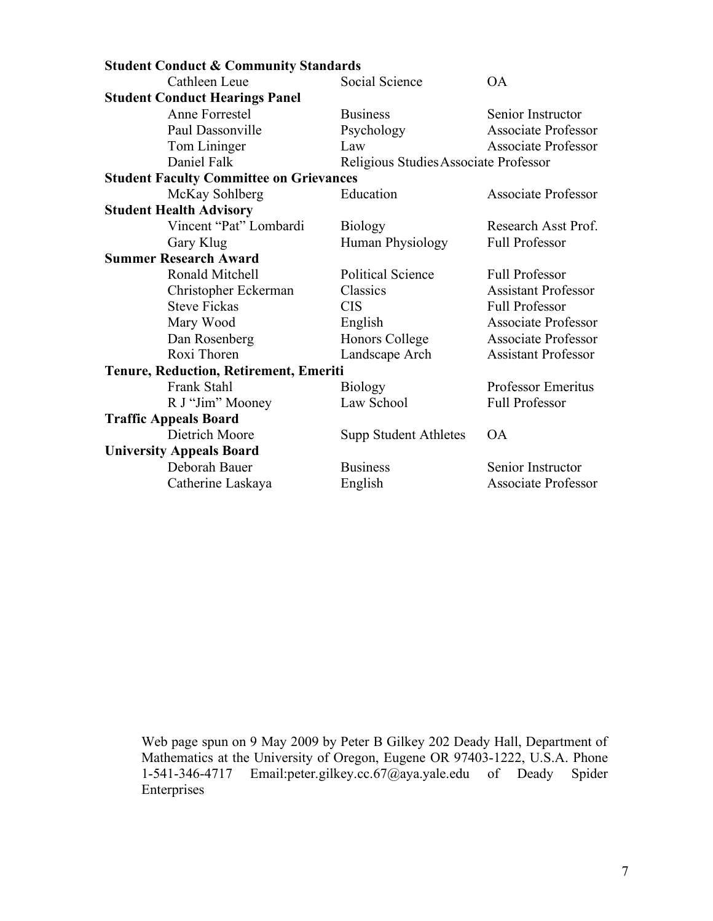| | | |
|---|---|---|
| **Student Conduct & Community Standards** | | |
| Cathleen Leue | Social Science | OA |
| **Student Conduct Hearings Panel** | | |
| Anne Forrestel | Business | Senior Instructor |
| Paul Dassonville | Psychology | Associate Professor |
| Tom Lininger | Law | Associate Professor |
| Daniel Falk | Religious Studies | Associate Professor |
| **Student Faculty Committee on Grievances** | | |
| McKay Sohlberg | Education | Associate Professor |
| **Student Health Advisory** | | |
| Vincent "Pat" Lombardi | Biology | Research Asst Prof. |
| Gary Klug | Human Physiology | Full Professor |
| **Summer Research Award** | | |
| Ronald Mitchell | Political Science | Full Professor |
| Christopher Eckerman | Classics | Assistant Professor |
| Steve Fickas | CIS | Full Professor |
| Mary Wood | English | Associate Professor |
| Dan Rosenberg | Honors College | Associate Professor |
| Roxi Thoren | Landscape Arch | Assistant Professor |
| **Tenure, Reduction, Retirement, Emeriti** | | |
| Frank Stahl | Biology | Professor Emeritus |
| R J "Jim" Mooney | Law School | Full Professor |
| **Traffic Appeals Board** | | |
| Dietrich Moore | Supp Student Athletes | OA |
| **University Appeals Board** | | |
| Deborah Bauer | Business | Senior Instructor |
| Catherine Laskaya | English | Associate Professor |

Web page spun on 9 May 2009 by Peter B Gilkey 202 Deady Hall, Department of Mathematics at the University of Oregon, Eugene OR 97403-1222, U.S.A. Phone 1-541-346-4717 Email:peter.gilkey.cc.67@aya.yale.edu of Deady Spider Enterprises